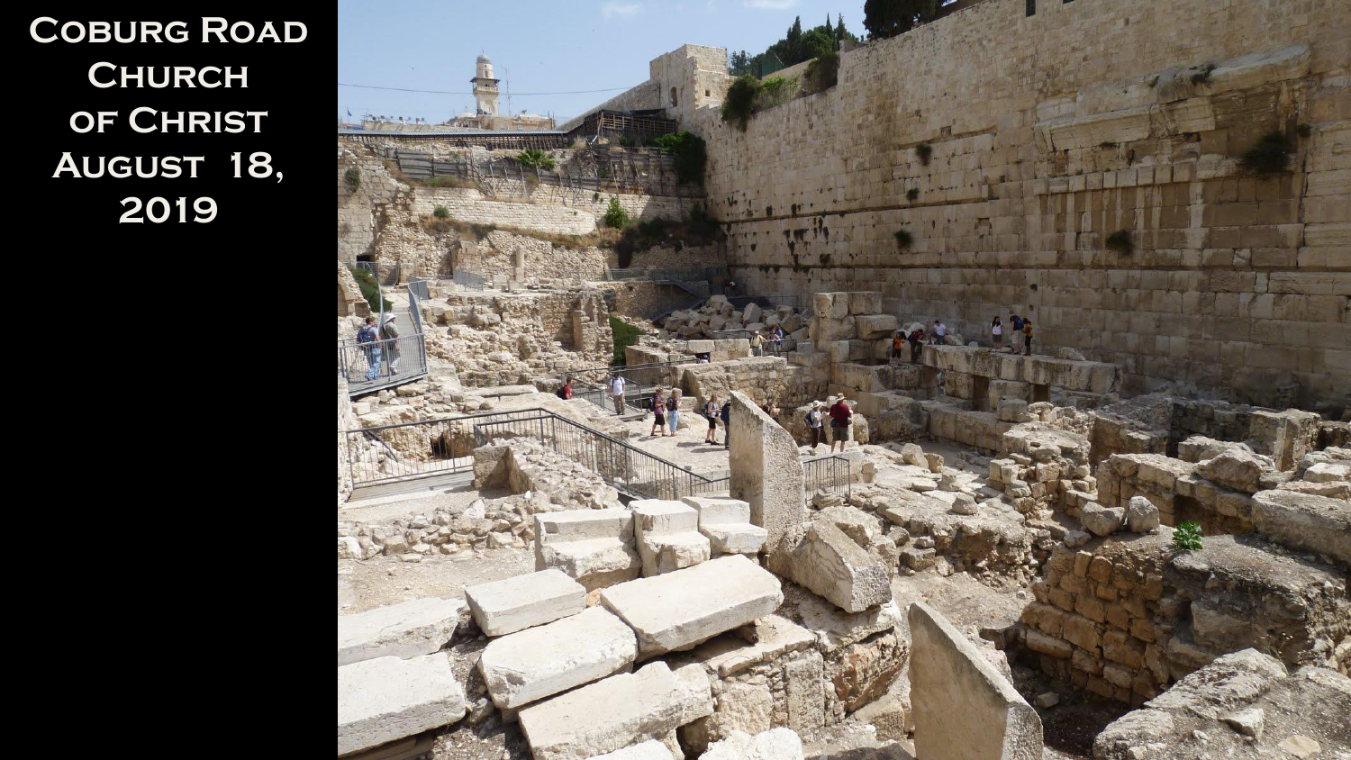# Coburg Road Church of Christ

# August 18, 2019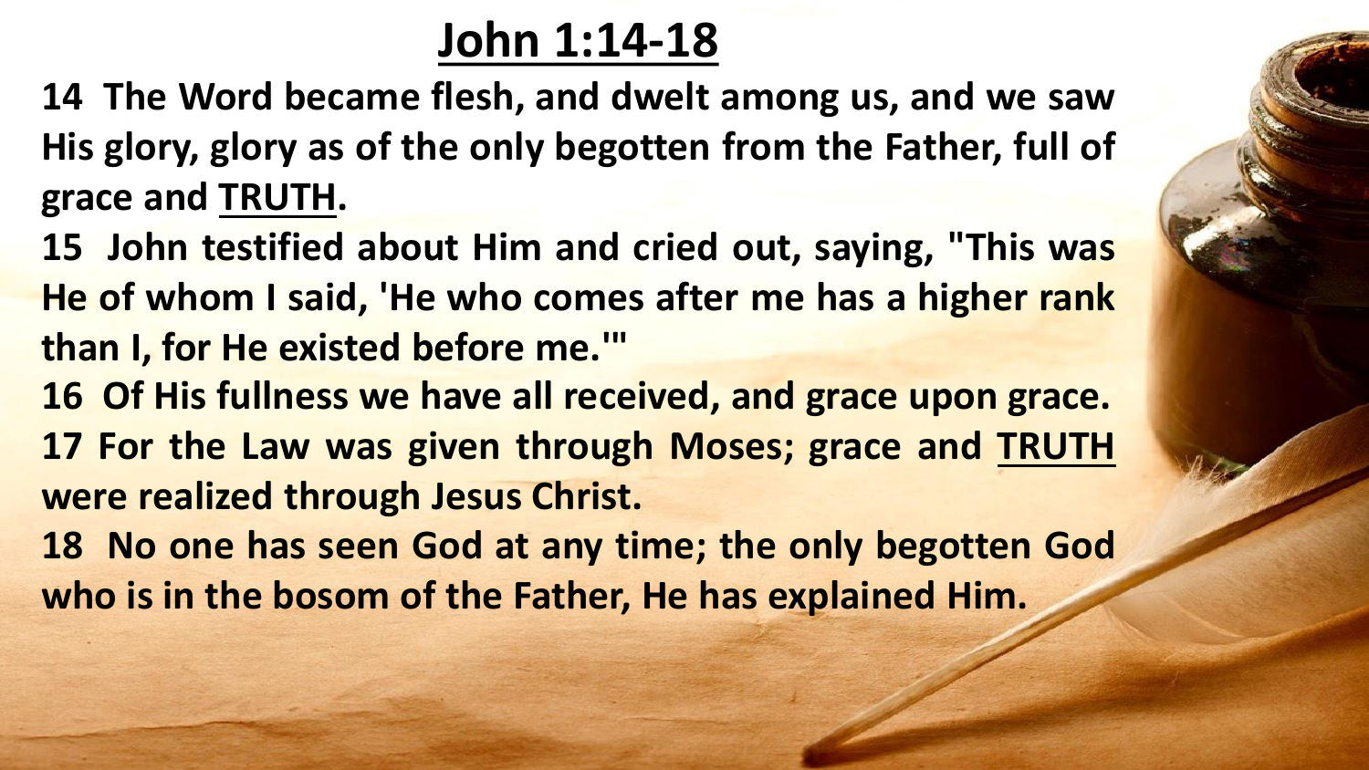# John 1:14-18

**14 The Word became flesh, and dwelt among us, and we saw His glory, glory as of the only begotten from the Father, full of grace and <u>TRUTH</u>.**

**15 John testified about Him and cried out, saying, "This was He of whom I said, 'He who comes after me has a higher rank than I, for He existed before me.'"**

**16 Of His fullness we have all received, and grace upon grace.**

**17 For the Law was given through Moses; grace and <u>TRUTH</u> were realized through Jesus Christ.**

**18 No one has seen God at any time; the only begotten God who is in the bosom of the Father, He has explained Him.**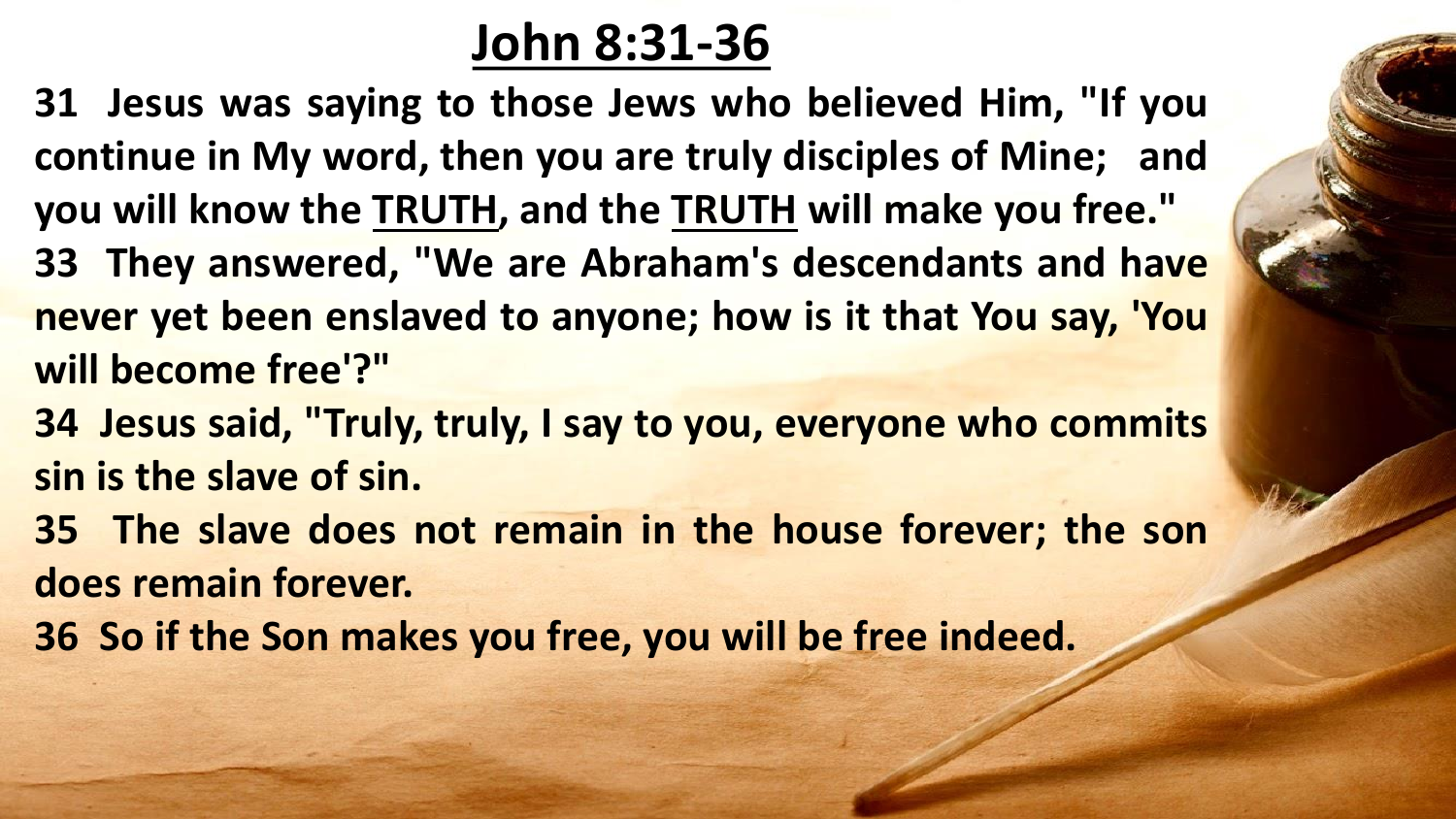# John 8:31-36

**31 Jesus was saying to those Jews who believed Him, "If you continue in My word, then you are truly disciples of Mine; and you will know the TRUTH, and the TRUTH will make you free."**

**33 They answered, "We are Abraham's descendants and have never yet been enslaved to anyone; how is it that You say, 'You will become free'?"**

**34 Jesus said, "Truly, truly, I say to you, everyone who commits sin is the slave of sin.**

**35 The slave does not remain in the house forever; the son does remain forever.**

**36 So if the Son makes you free, you will be free indeed.**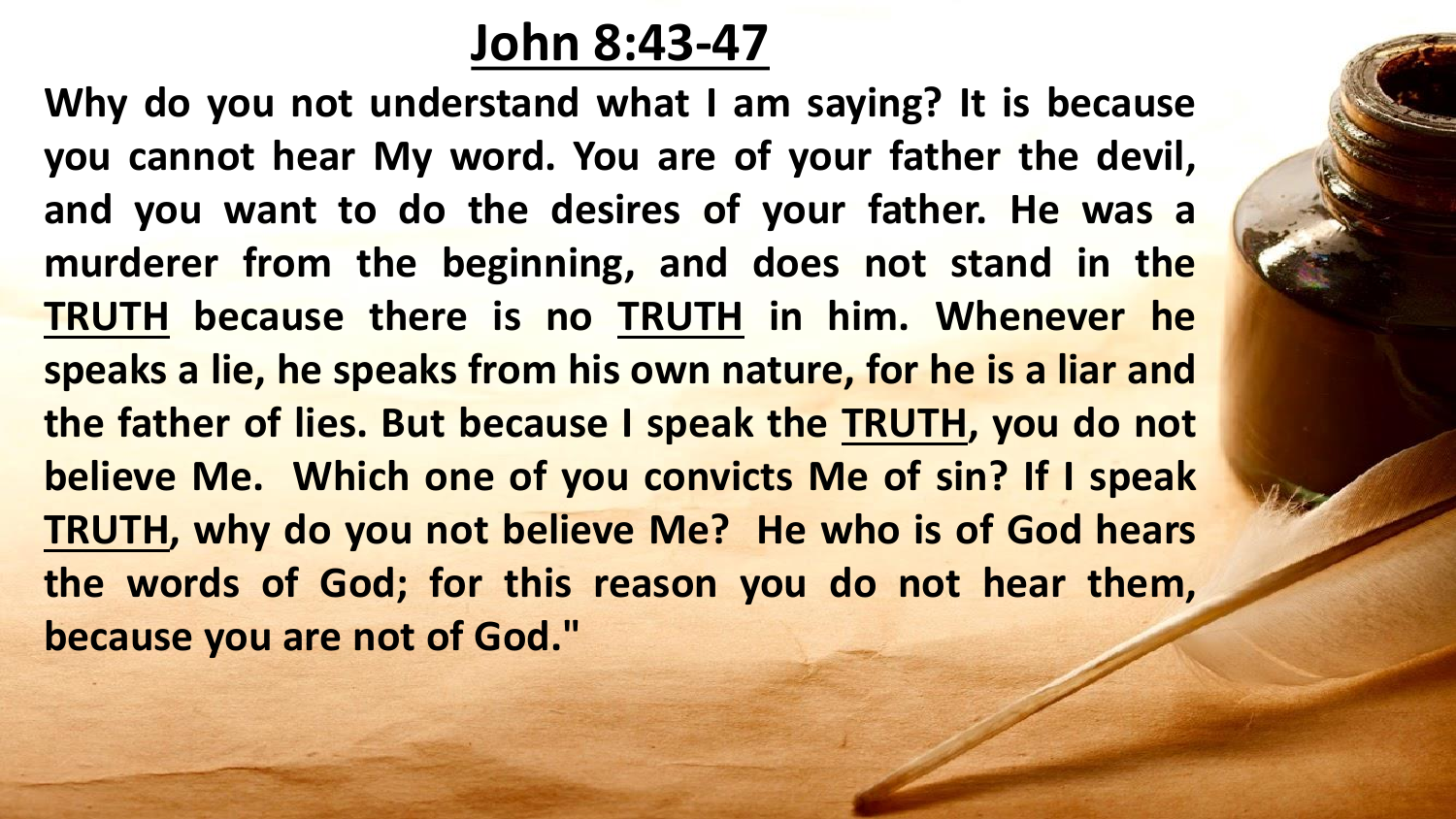# John 8:43-47

**Why do you not understand what I am saying? It is because you cannot hear My word. You are of your father the devil, and you want to do the desires of your father. He was a murderer from the beginning, and does not stand in the TRUTH because there is no TRUTH in him. Whenever he speaks a lie, he speaks from his own nature, for he is a liar and the father of lies. But because I speak the TRUTH, you do not believe Me. Which one of you convicts Me of sin? If I speak TRUTH, why do you not believe Me? He who is of God hears the words of God; for this reason you do not hear them, because you are not of God."**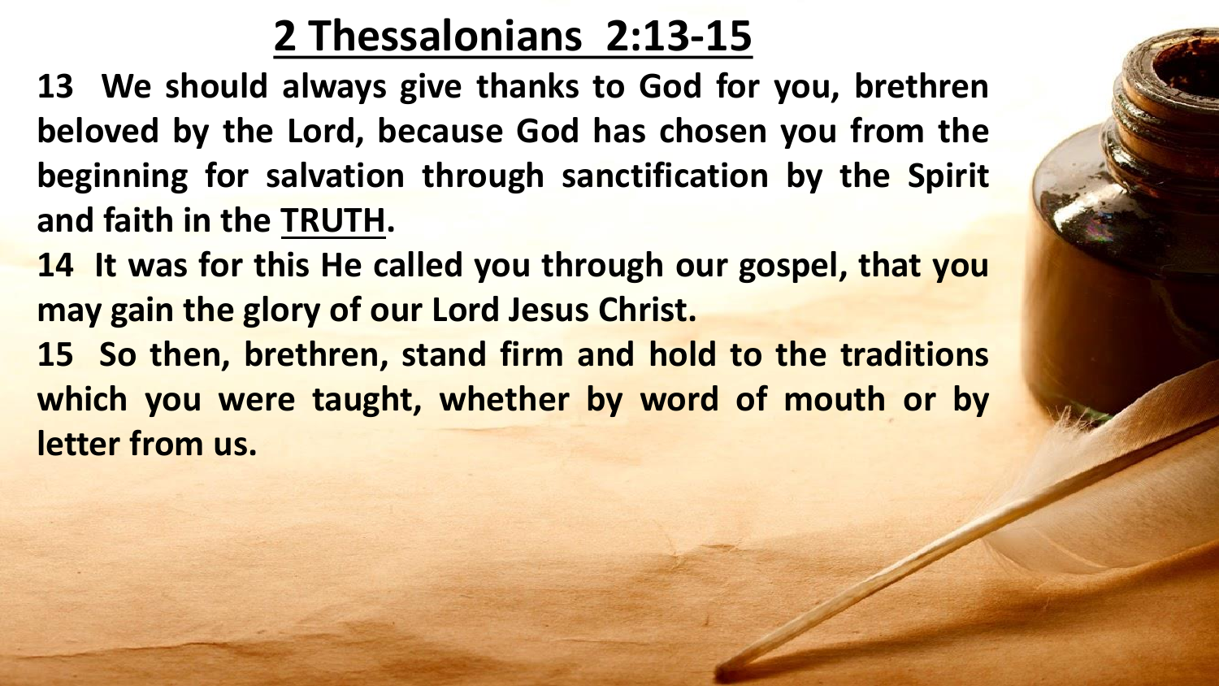# 2 Thessalonians 2:13-15

**13 We should always give thanks to God for you, brethren beloved by the Lord, because God has chosen you from the beginning for salvation through sanctification by the Spirit and faith in the TRUTH.**

**14 It was for this He called you through our gospel, that you may gain the glory of our Lord Jesus Christ.**

**15 So then, brethren, stand firm and hold to the traditions which you were taught, whether by word of mouth or by letter from us.**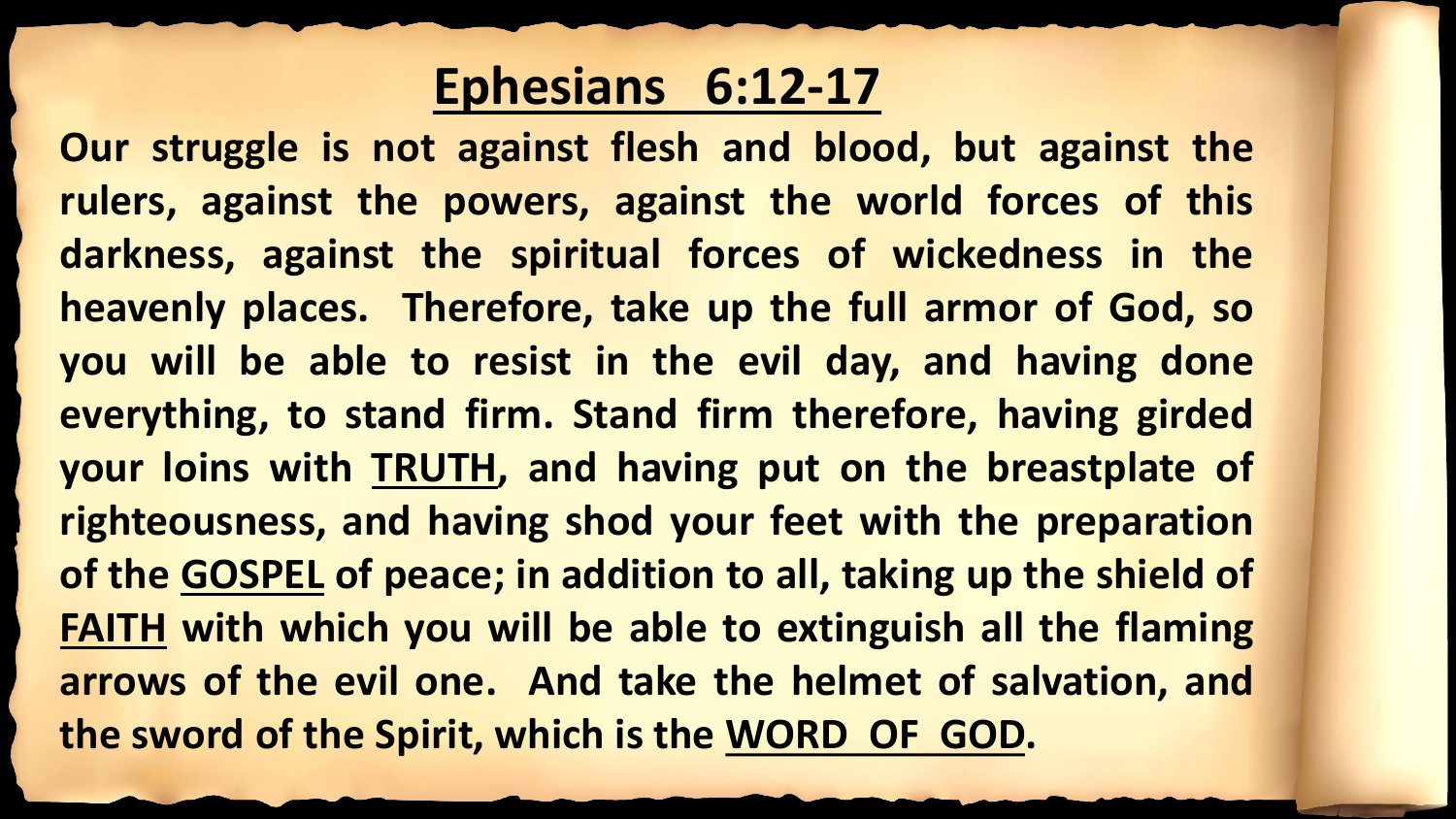# Ephesians 6:12-17

**Our struggle is not against flesh and blood, but against the rulers, against the powers, against the world forces of this darkness, against the spiritual forces of wickedness in the heavenly places. Therefore, take up the full armor of God, so you will be able to resist in the evil day, and having done everything, to stand firm. Stand firm therefore, having girded your loins with TRUTH, and having put on the breastplate of righteousness, and having shod your feet with the preparation of the GOSPEL of peace; in addition to all, taking up the shield of FAITH with which you will be able to extinguish all the flaming arrows of the evil one. And take the helmet of salvation, and the sword of the Spirit, which is the WORD OF GOD.**